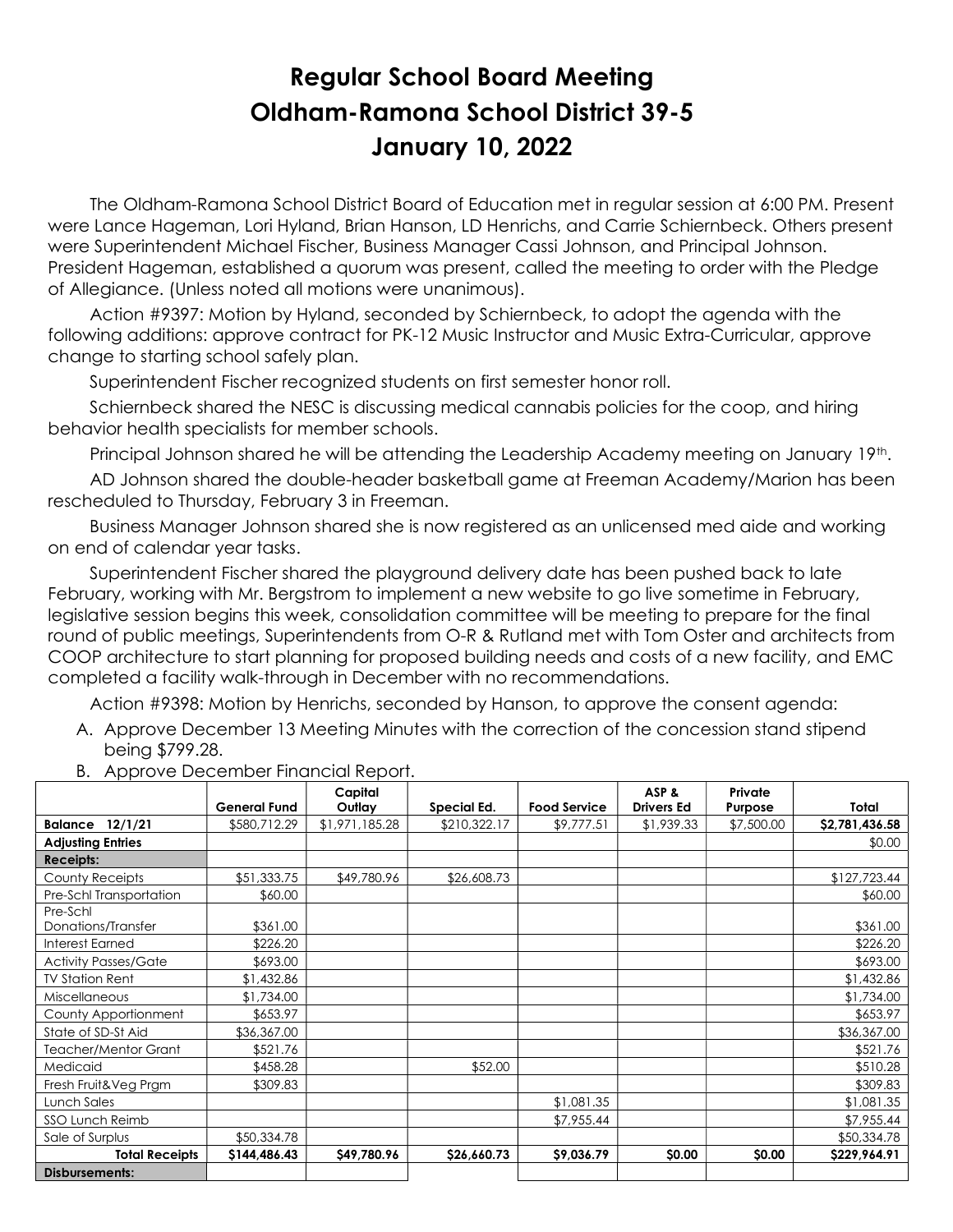# Regular School Board Meeting
# Oldham-Ramona School District 39-5
# January 10, 2022

The Oldham-Ramona School District Board of Education met in regular session at 6:00 PM. Present were Lance Hageman, Lori Hyland, Brian Hanson, LD Henrichs, and Carrie Schiernbeck. Others present were Superintendent Michael Fischer, Business Manager Cassi Johnson, and Principal Johnson. President Hageman, established a quorum was present, called the meeting to order with the Pledge of Allegiance. (Unless noted all motions were unanimous).

Action #9397: Motion by Hyland, seconded by Schiernbeck, to adopt the agenda with the following additions: approve contract for PK-12 Music Instructor and Music Extra-Curricular, approve change to starting school safely plan.

Superintendent Fischer recognized students on first semester honor roll.

Schiernbeck shared the NESC is discussing medical cannabis policies for the coop, and hiring behavior health specialists for member schools.

Principal Johnson shared he will be attending the Leadership Academy meeting on January 19th.

AD Johnson shared the double-header basketball game at Freeman Academy/Marion has been rescheduled to Thursday, February 3 in Freeman.

Business Manager Johnson shared she is now registered as an unlicensed med aide and working on end of calendar year tasks.

Superintendent Fischer shared the playground delivery date has been pushed back to late February, working with Mr. Bergstrom to implement a new website to go live sometime in February, legislative session begins this week, consolidation committee will be meeting to prepare for the final round of public meetings, Superintendents from O-R & Rutland met with Tom Oster and architects from COOP architecture to start planning for proposed building needs and costs of a new facility, and EMC completed a facility walk-through in December with no recommendations.

Action #9398: Motion by Henrichs, seconded by Hanson, to approve the consent agenda:

A. Approve December 13 Meeting Minutes with the correction of the concession stand stipend being $799.28.
B. Approve December Financial Report.

| | General Fund | Capital Outlay | Special Ed. | Food Service | ASP & Drivers Ed | Private Purpose | Total |
|---|---|---|---|---|---|---|---|
| **Balance 12/1/21** | $580,712.29 | $1,971,185.28 | $210,322.17 | $9,777.51 | $1,939.33 | $7,500.00 | **$2,781,436.58** |
| **Adjusting Entries** | | | | | | | $0.00 |
| **Receipts:** | | | | | | | |
| County Receipts | $51,333.75 | $49,780.96 | $26,608.73 | | | | $127,723.44 |
| Pre-Schl Transportation | $60.00 | | | | | | $60.00 |
| Pre-Schl Donations/Transfer | $361.00 | | | | | | $361.00 |
| Interest Earned | $226.20 | | | | | | $226.20 |
| Activity Passes/Gate | $693.00 | | | | | | $693.00 |
| TV Station Rent | $1,432.86 | | | | | | $1,432.86 |
| Miscellaneous | $1,734.00 | | | | | | $1,734.00 |
| County Apportionment | $653.97 | | | | | | $653.97 |
| State of SD-St Aid | $36,367.00 | | | | | | $36,367.00 |
| Teacher/Mentor Grant | $521.76 | | | | | | $521.76 |
| Medicaid | $458.28 | | $52.00 | | | | $510.28 |
| Fresh Fruit&Veg Prgm | $309.83 | | | | | | $309.83 |
| Lunch Sales | | | | $1,081.35 | | | $1,081.35 |
| SSO Lunch Reimb | | | | $7,955.44 | | | $7,955.44 |
| Sale of Surplus | $50,334.78 | | | | | | $50,334.78 |
| **Total Receipts** | **$144,486.43** | **$49,780.96** | **$26,660.73** | **$9,036.79** | **$0.00** | **$0.00** | **$229,964.91** |
| **Disbursements:** | | | | | | | |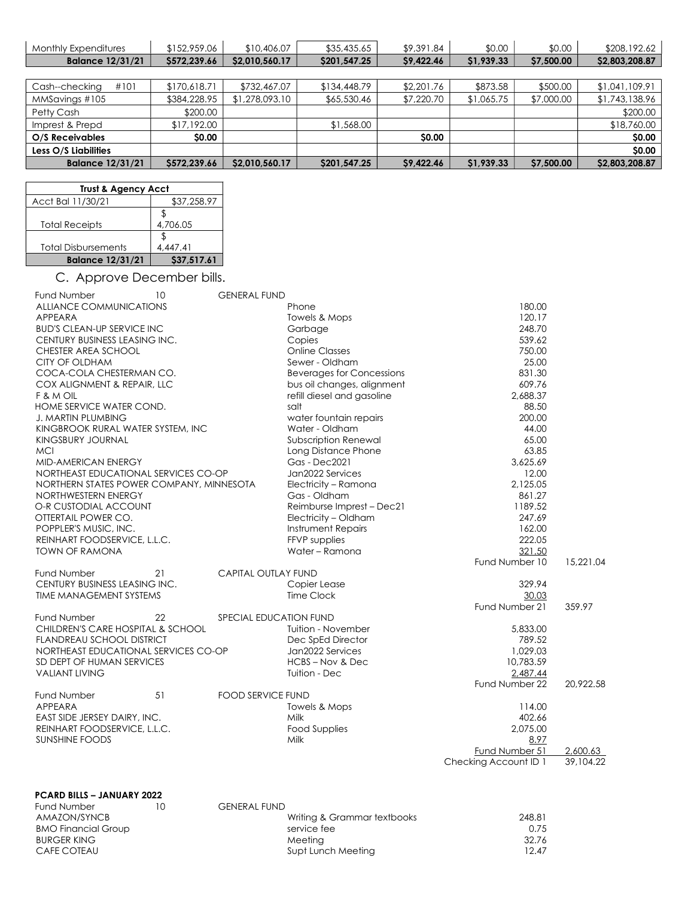| Monthly Expenditures | $152,959.06 | $10,406.07 | $35,435.65 | $9,391.84 | $0.00 | $0.00 | $208,192.62 |
|---|---|---|---|---|---|---|---|
| **Balance 12/31/21** | **$572,239.66** | **$2,010,560.17** | **$201,547.25** | **$9,422.46** | **$1,939.33** | **$7,500.00** | **$2,803,208.87** |

| Cash--checking #101 | $170,618.71 | $732,467.07 | $134,448.79 | $2,201.76 | $873.58 | $500.00 | $1,041,109.91 |
|---|---|---|---|---|---|---|---|
| MMSavings #105 | $384,228.95 | $1,278,093.10 | $65,530.46 | $7,220.70 | $1,065.75 | $7,000.00 | $1,743,138.96 |
| Petty Cash | $200.00 | | | | | | $200.00 |
| Imprest & Prepd | $17,192.00 | | $1,568.00 | | | | $18,760.00 |
| **O/S Receivables** | **$0.00** | | | **$0.00** | | | **$0.00** |
| **Less O/S Liabilities** | | | | | | | **$0.00** |
| **Balance 12/31/21** | **$572,239.66** | **$2,010,560.17** | **$201,547.25** | **$9,422.46** | **$1,939.33** | **$7,500.00** | **$2,803,208.87** |

| **Trust & Agency Acct** | |
|---|---|
| Acct Bal 11/30/21 | $37,258.97 |
| Total Receipts | $ 4,706.05 |
| Total Disbursements | $ 4,447.41 |
| **Balance 12/31/21** | **$37,517.61** |

## C. Approve December bills.

| Fund Number 10 | GENERAL FUND | | |
|---|---|---|---|
| ALLIANCE COMMUNICATIONS | Phone | 180.00 | |
| APPEARA | Towels & Mops | 120.17 | |
| BUD'S CLEAN-UP SERVICE INC | Garbage | 248.70 | |
| CENTURY BUSINESS LEASING INC. | Copies | 539.62 | |
| CHESTER AREA SCHOOL | Online Classes | 750.00 | |
| CITY OF OLDHAM | Sewer - Oldham | 25.00 | |
| COCA-COLA CHESTERMAN CO. | Beverages for Concessions | 831.30 | |
| COX ALIGNMENT & REPAIR, LLC | bus oil changes, alignment | 609.76 | |
| F & M OIL | refill diesel and gasoline | 2,688.37 | |
| HOME SERVICE WATER COND. | salt | 88.50 | |
| J. MARTIN PLUMBING | water fountain repairs | 200.00 | |
| KINGBROOK RURAL WATER SYSTEM, INC | Water - Oldham | 44.00 | |
| KINGSBURY JOURNAL | Subscription Renewal | 65.00 | |
| MCI | Long Distance Phone | 63.85 | |
| MID-AMERICAN ENERGY | Gas - Dec2021 | 3,625.69 | |
| NORTHEAST EDUCATIONAL SERVICES CO-OP | Jan2022 Services | 12.00 | |
| NORTHERN STATES POWER COMPANY, MINNESOTA | Electricity – Ramona | 2,125.05 | |
| NORTHWESTERN ENERGY | Gas - Oldham | 861.27 | |
| O-R CUSTODIAL ACCOUNT | Reimburse Imprest – Dec21 | 1189.52 | |
| OTTERTAIL POWER CO. | Electricity – Oldham | 247.69 | |
| POPPLER'S MUSIC, INC. | Instrument Repairs | 162.00 | |
| REINHART FOODSERVICE, L.L.C. | FFVP supplies | 222.05 | |
| TOWN OF RAMONA | Water – Ramona | 321.50 | |
| | | Fund Number 10 | 15,221.04 |
| Fund Number 21 | CAPITAL OUTLAY FUND | | |
| CENTURY BUSINESS LEASING INC. | Copier Lease | 329.94 | |
| TIME MANAGEMENT SYSTEMS | Time Clock | 30.03 | |
| | | Fund Number 21 | 359.97 |
| Fund Number 22 | SPECIAL EDUCATION FUND | | |
| CHILDREN'S CARE HOSPITAL & SCHOOL | Tuition - November | 5,833.00 | |
| FLANDREAU SCHOOL DISTRICT | Dec SpEd Director | 789.52 | |
| NORTHEAST EDUCATIONAL SERVICES CO-OP | Jan2022 Services | 1,029.03 | |
| SD DEPT OF HUMAN SERVICES | HCBS – Nov & Dec | 10,783.59 | |
| VALIANT LIVING | Tuition - Dec | 2,487.44 | |
| | | Fund Number 22 | 20,922.58 |
| Fund Number 51 | FOOD SERVICE FUND | | |
| APPEARA | Towels & Mops | 114.00 | |
| EAST SIDE JERSEY DAIRY, INC. | Milk | 402.66 | |
| REINHART FOODSERVICE, L.L.C. | Food Supplies | 2,075.00 | |
| SUNSHINE FOODS | Milk | 8.97 | |
| | | Fund Number 51 | 2,600.63 |
| | | Checking Account ID 1 | 39,104.22 |

**PCARD BILLS – JANUARY 2022**

| Fund Number 10 | GENERAL FUND | |
|---|---|---|
| AMAZON/SYNCB | Writing & Grammar textbooks | 248.81 |
| BMO Financial Group | service fee | 0.75 |
| BURGER KING | Meeting | 32.76 |
| CAFE COTEAU | Supt Lunch Meeting | 12.47 |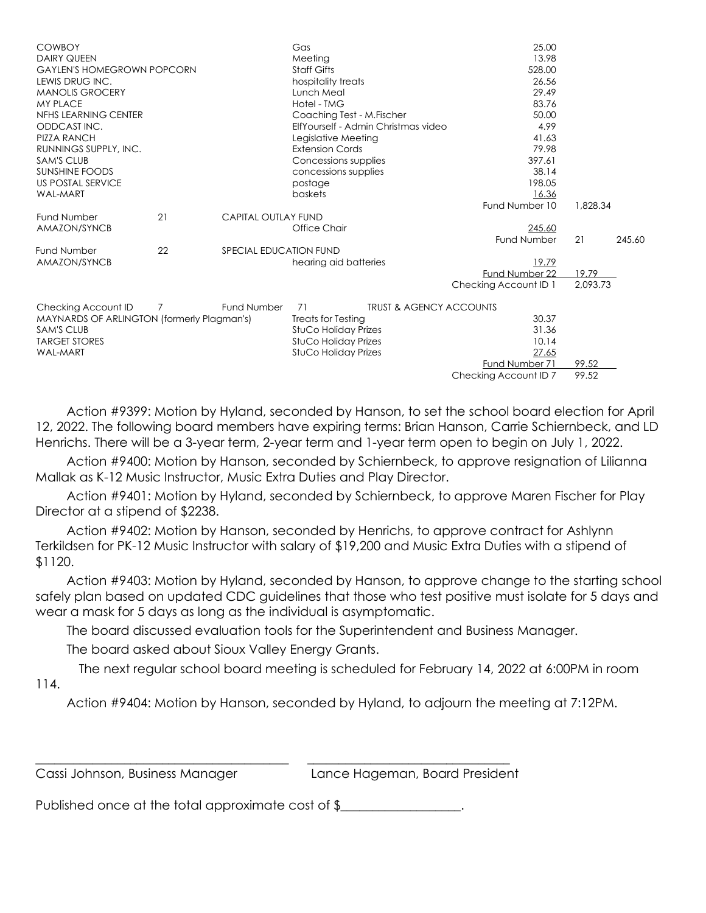| | | | | | |
|---|---|---|---|---|---|
| COWBOY | | Gas | 25.00 | | |
| DAIRY QUEEN | | Meeting | 13.98 | | |
| GAYLEN'S HOMEGROWN POPCORN | | Staff Gifts | 528.00 | | |
| LEWIS DRUG INC. | | hospitality treats | 26.56 | | |
| MANOLIS GROCERY | | Lunch Meal | 29.49 | | |
| MY PLACE | | Hotel - TMG | 83.76 | | |
| NFHS LEARNING CENTER | | Coaching Test - M.Fischer | 50.00 | | |
| ODDCAST INC. | | ElfYourself - Admin Christmas video | 4.99 | | |
| PIZZA RANCH | | Legislative Meeting | 41.63 | | |
| RUNNINGS SUPPLY, INC. | | Extension Cords | 79.98 | | |
| SAM'S CLUB | | Concessions supplies | 397.61 | | |
| SUNSHINE FOODS | | concessions supplies | 38.14 | | |
| US POSTAL SERVICE | | postage | 198.05 | | |
| WAL-MART | | baskets | 16.36 | | |
| | | | Fund Number 10 | 1,828.34 | |
| Fund Number 21 | CAPITAL OUTLAY FUND | | | | |
| AMAZON/SYNCB | | Office Chair | 245.60 | | |
| | | | Fund Number | 21 | 245.60 |
| Fund Number 22 | SPECIAL EDUCATION FUND | | | | |
| AMAZON/SYNCB | | hearing aid batteries | 19.79 | | |
| | | | Fund Number 22 | 19.79 | |
| | | | Checking Account ID 1 | 2,093.73 | |

| | | | | |
|---|---|---|---|---|
| Checking Account ID 7 | Fund Number 71 | TRUST & AGENCY ACCOUNTS | | |
| MAYNARDS OF ARLINGTON (formerly Plagman's) | | Treats for Testing | 30.37 | |
| SAM'S CLUB | | StuCo Holiday Prizes | 31.36 | |
| TARGET STORES | | StuCo Holiday Prizes | 10.14 | |
| WAL-MART | | StuCo Holiday Prizes | 27.65 | |
| | | | Fund Number 71 | 99.52 |
| | | | Checking Account ID 7 | 99.52 |

Action #9399: Motion by Hyland, seconded by Hanson, to set the school board election for April 12, 2022. The following board members have expiring terms: Brian Hanson, Carrie Schiernbeck, and LD Henrichs. There will be a 3-year term, 2-year term and 1-year term open to begin on July 1, 2022.

Action #9400: Motion by Hanson, seconded by Schiernbeck, to approve resignation of Lilianna Mallak as K-12 Music Instructor, Music Extra Duties and Play Director.

Action #9401: Motion by Hyland, seconded by Schiernbeck, to approve Maren Fischer for Play Director at a stipend of $2238.

Action #9402: Motion by Hanson, seconded by Henrichs, to approve contract for Ashlynn Terkildsen for PK-12 Music Instructor with salary of $19,200 and Music Extra Duties with a stipend of $1120.

Action #9403: Motion by Hyland, seconded by Hanson, to approve change to the starting school safely plan based on updated CDC guidelines that those who test positive must isolate for 5 days and wear a mask for 5 days as long as the individual is asymptomatic.

The board discussed evaluation tools for the Superintendent and Business Manager.

The board asked about Sioux Valley Energy Grants.

The next regular school board meeting is scheduled for February 14, 2022 at 6:00PM in room 114.

Action #9404: Motion by Hanson, seconded by Hyland, to adjourn the meeting at 7:12PM.

\_\_\_\_\_\_\_\_\_\_\_\_\_\_\_\_\_\_\_\_\_\_\_\_\_\_\_\_\_\_\_\_\_\_\_\_ \_\_\_\_\_\_\_\_\_\_\_\_\_\_\_\_\_\_\_\_\_\_\_\_\_\_\_\_\_\_\_\_

Cassi Johnson, Business Manager    Lance Hageman, Board President

Published once at the total approximate cost of $\_\_\_\_\_\_\_\_\_\_\_\_\_\_\_\_\_\_.